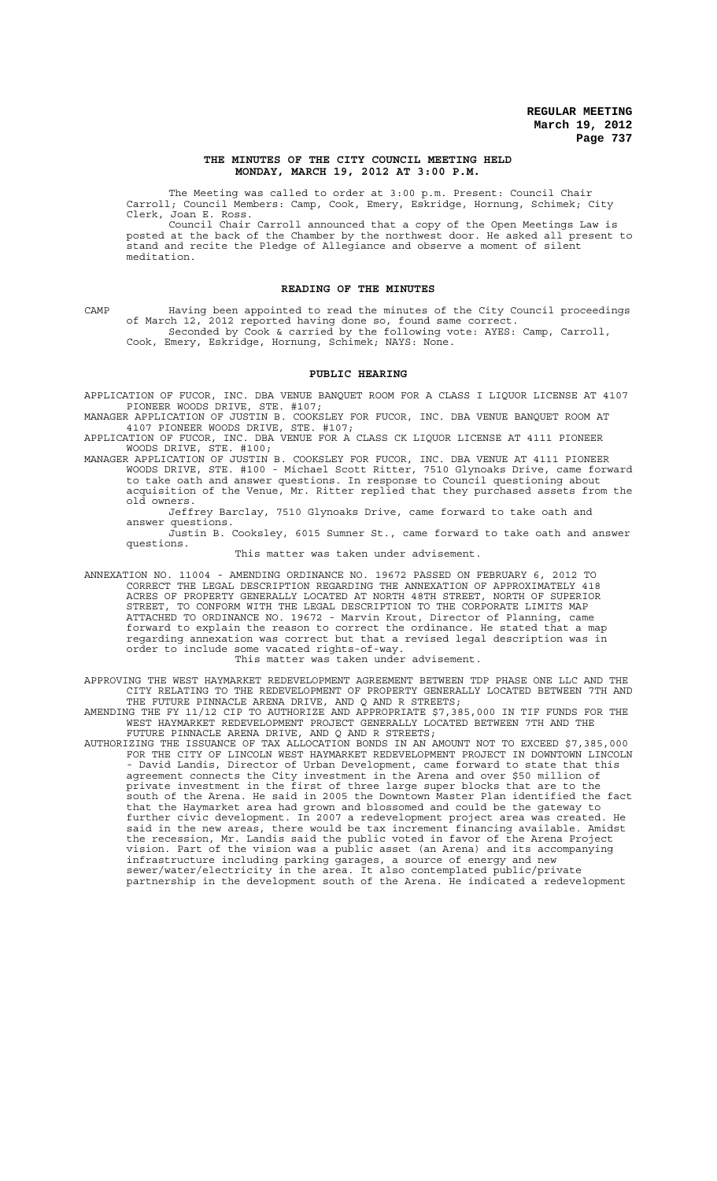**THE MINUTES OF THE CITY COUNCIL MEETING HELD MONDAY, MARCH 19, 2012 AT 3:00 P.M.**

The Meeting was called to order at 3:00 p.m. Present: Council Chair Carroll; Council Members: Camp, Cook, Emery, Eskridge, Hornung, Schimek; City Clerk, Joan E. Ross.

Council Chair Carroll announced that a copy of the Open Meetings Law is posted at the back of the Chamber by the northwest door. He asked all present to stand and recite the Pledge of Allegiance and observe a moment of silent meditation.

## READING OF THE MINUTES

CAMP Having been appointed to read the minutes of the City Council proceedings of March 12, 2012 reported having done so, found same correct.

Seconded by Cook & carried by the following vote: AYES: Camp, Carroll, Cook, Emery, Eskridge, Hornung, Schimek; NAYS: None.

## PUBLIC HEARING

APPLICATION OF FUCOR, INC. DBA VENUE BANQUET ROOM FOR A CLASS I LIQUOR LICENSE AT 4107 PIONEER WOODS DRIVE, STE. #107;

MANAGER APPLICATION OF JUSTIN B. COOKSLEY FOR FUCOR, INC. DBA VENUE BANQUET ROOM AT 4107 PIONEER WOODS DRIVE, STE. #107;

APPLICATION OF FUCOR, INC. DBA VENUE FOR A CLASS CK LIQUOR LICENSE AT 4111 PIONEER WOODS DRIVE, STE. #100;

MANAGER APPLICATION OF JUSTIN B. COOKSLEY FOR FUCOR, INC. DBA VENUE AT 4111 PIONEER WOODS DRIVE, STE. #100 - Michael Scott Ritter, 7510 Glynoaks Drive, came forward to take oath and answer questions. In response to Council questioning about acquisition of the Venue, Mr. Ritter replied that they purchased assets from the old owners.

Jeffrey Barclay, 7510 Glynoaks Drive, came forward to take oath and answer questions.

Justin B. Cooksley, 6015 Sumner St., came forward to take oath and answer questions.

This matter was taken under advisement.

ANNEXATION NO. 11004 - AMENDING ORDINANCE NO. 19672 PASSED ON FEBRUARY 6, 2012 TO CORRECT THE LEGAL DESCRIPTION REGARDING THE ANNEXATION OF APPROXIMATELY 418 ACRES OF PROPERTY GENERALLY LOCATED AT NORTH 48TH STREET, NORTH OF SUPERIOR STREET, TO CONFORM WITH THE LEGAL DESCRIPTION TO THE CORPORATE LIMITS MAP ATTACHED TO ORDINANCE NO. 19672 - Marvin Krout, Director of Planning, came forward to explain the reason to correct the ordinance. He stated that a map regarding annexation was correct but that a revised legal description was in order to include some vacated rights-of-way.

This matter was taken under advisement.

APPROVING THE WEST HAYMARKET REDEVELOPMENT AGREEMENT BETWEEN TDP PHASE ONE LLC AND THE CITY RELATING TO THE REDEVELOPMENT OF PROPERTY GENERALLY LOCATED BETWEEN 7TH AND THE FUTURE PINNACLE ARENA DRIVE, AND Q AND R STREETS;

AMENDING THE FY 11/12 CIP TO AUTHORIZE AND APPROPRIATE $7,385,000 IN TIF FUNDS FOR THE WEST HAYMARKET REDEVELOPMENT PROJECT GENERALLY LOCATED BETWEEN 7TH AND THE FUTURE PINNACLE ARENA DRIVE, AND Q AND R STREETS;

AUTHORIZING THE ISSUANCE OF TAX ALLOCATION BONDS IN AN AMOUNT NOT TO EXCEED $7,385,000 FOR THE CITY OF LINCOLN WEST HAYMARKET REDEVELOPMENT PROJECT IN DOWNTOWN LINCOLN - David Landis, Director of Urban Development, came forward to state that this agreement connects the City investment in the Arena and over $50 million of private investment in the first of three large super blocks that are to the south of the Arena. He said in 2005 the Downtown Master Plan identified the fact that the Haymarket area had grown and blossomed and could be the gateway to further civic development. In 2007 a redevelopment project area was created. He said in the new areas, there would be tax increment financing available. Amidst the recession, Mr. Landis said the public voted in favor of the Arena Project vision. Part of the vision was a public asset (an Arena) and its accompanying infrastructure including parking garages, a source of energy and new sewer/water/electricity in the area. It also contemplated public/private partnership in the development south of the Arena. He indicated a redevelopment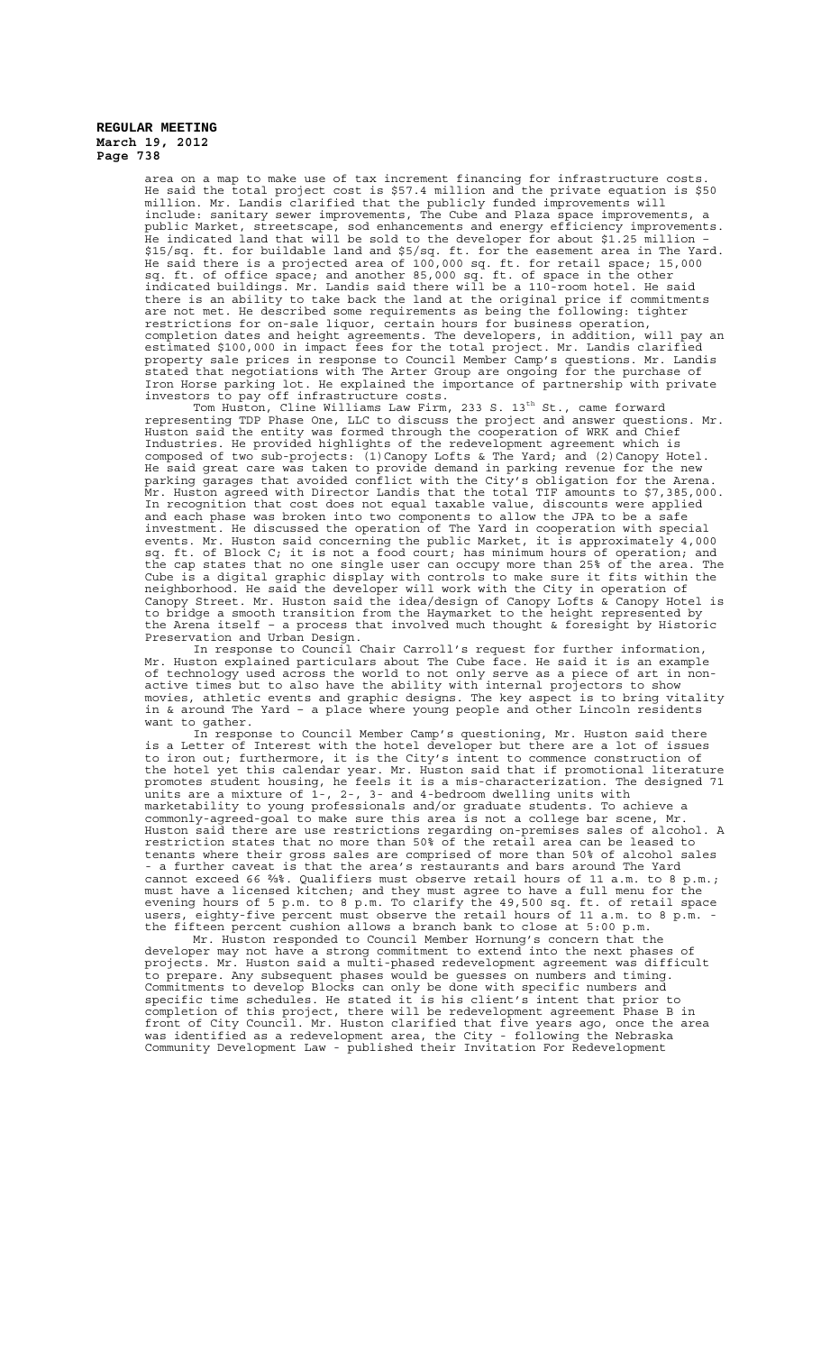area on a map to make use of tax increment financing for infrastructure costs. He said the total project cost is $57.4 million and the private equation is $50 million. Mr. Landis clarified that the publicly funded improvements will include: sanitary sewer improvements, The Cube and Plaza space improvements, a public Market, streetscape, sod enhancements and energy efficiency improvements. He indicated land that will be sold to the developer for about $1.25 million – $15/sq. ft. for buildable land and $5/sq. ft. for the easement area in The Yard. He said there is a projected area of 100,000 sq. ft. for retail space; 15,000 sq. ft. of office space; and another 85,000 sq. ft. of space in the other indicated buildings. Mr. Landis said there will be a 110-room hotel. He said there is an ability to take back the land at the original price if commitments are not met. He described some requirements as being the following: tighter restrictions for on-sale liquor, certain hours for business operation, completion dates and height agreements. The developers, in addition, will pay an estimated $100,000 in impact fees for the total project. Mr. Landis clarified property sale prices in response to Council Member Camp's questions. Mr. Landis stated that negotiations with The Arter Group are ongoing for the purchase of Iron Horse parking lot. He explained the importance of partnership with private investors to pay off infrastructure costs.

Tom Huston, Cline Williams Law Firm, 233 S. 13th St., came forward representing TDP Phase One, LLC to discuss the project and answer questions. Mr. Huston said the entity was formed through the cooperation of WRK and Chief Industries. He provided highlights of the redevelopment agreement which is composed of two sub-projects: (1)Canopy Lofts & The Yard; and (2)Canopy Hotel. He said great care was taken to provide demand in parking revenue for the new parking garages that avoided conflict with the City's obligation for the Arena. Mr. Huston agreed with Director Landis that the total TIF amounts to $7,385,000. In recognition that cost does not equal taxable value, discounts were applied and each phase was broken into two components to allow the JPA to be a safe investment. He discussed the operation of The Yard in cooperation with special events. Mr. Huston said concerning the public Market, it is approximately 4,000 sq. ft. of Block C; it is not a food court; has minimum hours of operation; and the cap states that no one single user can occupy more than 25% of the area. The Cube is a digital graphic display with controls to make sure it fits within the neighborhood. He said the developer will work with the City in operation of Canopy Street. Mr. Huston said the idea/design of Canopy Lofts & Canopy Hotel is to bridge a smooth transition from the Haymarket to the height represented by the Arena itself – a process that involved much thought & foresight by Historic Preservation and Urban Design.

In response to Council Chair Carroll's request for further information, Mr. Huston explained particulars about The Cube face. He said it is an example of technology used across the world to not only serve as a piece of art in non-active times but to also have the ability with internal projectors to show movies, athletic events and graphic designs. The key aspect is to bring vitality in & around The Yard – a place where young people and other Lincoln residents want to gather.

In response to Council Member Camp's questioning, Mr. Huston said there is a Letter of Interest with the hotel developer but there are a lot of issues to iron out; furthermore, it is the City's intent to commence construction of the hotel yet this calendar year. Mr. Huston said that if promotional literature promotes student housing, he feels it is a mis-characterization. The designed 71 units are a mixture of 1-, 2-, 3- and 4-bedroom dwelling units with marketability to young professionals and/or graduate students. To achieve a commonly-agreed-goal to make sure this area is not a college bar scene, Mr. Huston said there are use restrictions regarding on-premises sales of alcohol. A restriction states that no more than 50% of the retail area can be leased to tenants where their gross sales are comprised of more than 50% of alcohol sales - a further caveat is that the area's restaurants and bars around The Yard cannot exceed 66 ⅔%. Qualifiers must observe retail hours of 11 a.m. to 8 p.m.; must have a licensed kitchen; and they must agree to have a full menu for the evening hours of 5 p.m. to 8 p.m. To clarify the 49,500 sq. ft. of retail space users, eighty-five percent must observe the retail hours of 11 a.m. to 8 p.m. - the fifteen percent cushion allows a branch bank to close at 5:00 p.m.

Mr. Huston responded to Council Member Hornung's concern that the developer may not have a strong commitment to extend into the next phases of projects. Mr. Huston said a multi-phased redevelopment agreement was difficult to prepare. Any subsequent phases would be guesses on numbers and timing. Commitments to develop Blocks can only be done with specific numbers and specific time schedules. He stated it is his client's intent that prior to completion of this project, there will be redevelopment agreement Phase B in front of City Council. Mr. Huston clarified that five years ago, once the area was identified as a redevelopment area, the City - following the Nebraska Community Development Law - published their Invitation For Redevelopment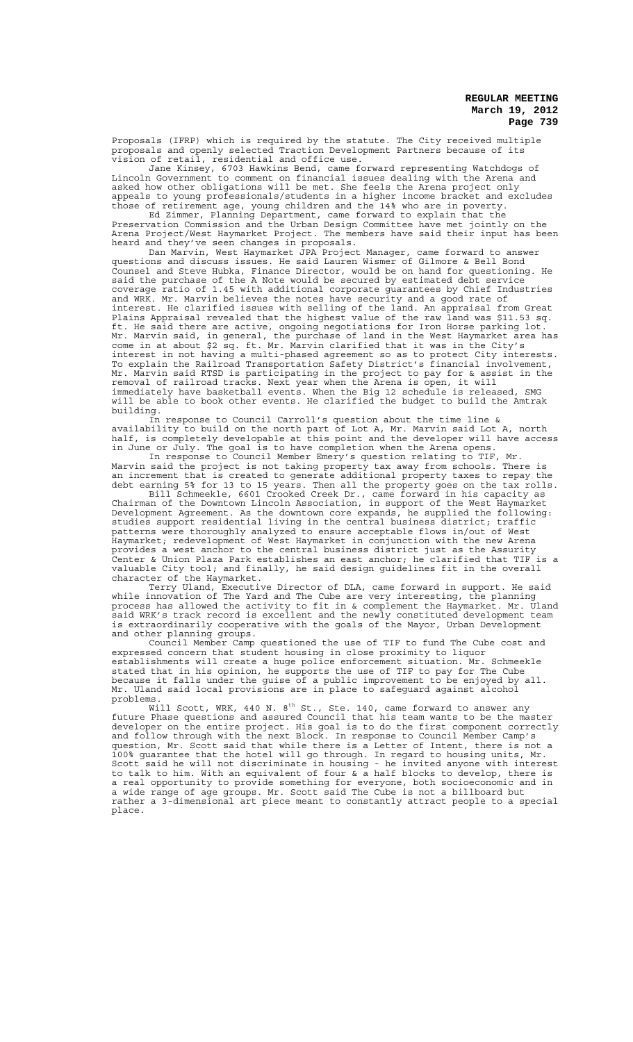Proposals (IFRP) which is required by the statute. The City received multiple proposals and openly selected Traction Development Partners because of its vision of retail, residential and office use.

Jane Kinsey, 6703 Hawkins Bend, came forward representing Watchdogs of Lincoln Government to comment on financial issues dealing with the Arena and asked how other obligations will be met. She feels the Arena project only appeals to young professionals/students in a higher income bracket and excludes those of retirement age, young children and the 14% who are in poverty.

Ed Zimmer, Planning Department, came forward to explain that the Preservation Commission and the Urban Design Committee have met jointly on the Arena Project/West Haymarket Project. The members have said their input has been heard and they've seen changes in proposals.

Dan Marvin, West Haymarket JPA Project Manager, came forward to answer questions and discuss issues. He said Lauren Wismer of Gilmore & Bell Bond Counsel and Steve Hubka, Finance Director, would be on hand for questioning. He said the purchase of the A Note would be secured by estimated debt service coverage ratio of 1.45 with additional corporate guarantees by Chief Industries and WRK. Mr. Marvin believes the notes have security and a good rate of interest. He clarified issues with selling of the land. An appraisal from Great Plains Appraisal revealed that the highest value of the raw land was $11.53 sq. ft. He said there are active, ongoing negotiations for Iron Horse parking lot. Mr. Marvin said, in general, the purchase of land in the West Haymarket area has come in at about $2 sq. ft. Mr. Marvin clarified that it was in the City's interest in not having a multi-phased agreement so as to protect City interests. To explain the Railroad Transportation Safety District's financial involvement, Mr. Marvin said RTSD is participating in the project to pay for & assist in the removal of railroad tracks. Next year when the Arena is open, it will immediately have basketball events. When the Big 12 schedule is released, SMG will be able to book other events. He clarified the budget to build the Amtrak building.

In response to Council Carroll's question about the time line & availability to build on the north part of Lot A, Mr. Marvin said Lot A, north half, is completely developable at this point and the developer will have access in June or July. The goal is to have completion when the Arena opens.

In response to Council Member Emery's question relating to TIF, Mr. Marvin said the project is not taking property tax away from schools. There is an increment that is created to generate additional property taxes to repay the debt earning 5% for 13 to 15 years. Then all the property goes on the tax rolls.

Bill Schmeekle, 6601 Crooked Creek Dr., came forward in his capacity as Chairman of the Downtown Lincoln Association, in support of the West Haymarket Development Agreement. As the downtown core expands, he supplied the following: studies support residential living in the central business district; traffic patterns were thoroughly analyzed to ensure acceptable flows in/out of West Haymarket; redevelopment of West Haymarket in conjunction with the new Arena provides a west anchor to the central business district just as the Assurity Center & Union Plaza Park establishes an east anchor; he clarified that TIF is a valuable City tool; and finally, he said design guidelines fit in the overall character of the Haymarket.

Terry Uland, Executive Director of DLA, came forward in support. He said while innovation of The Yard and The Cube are very interesting, the planning process has allowed the activity to fit in & complement the Haymarket. Mr. Uland said WRK's track record is excellent and the newly constituted development team is extraordinarily cooperative with the goals of the Mayor, Urban Development and other planning groups.

Council Member Camp questioned the use of TIF to fund The Cube cost and expressed concern that student housing in close proximity to liquor establishments will create a huge police enforcement situation. Mr. Schmeekle stated that in his opinion, he supports the use of TIF to pay for The Cube because it falls under the guise of a public improvement to be enjoyed by all. Mr. Uland said local provisions are in place to safeguard against alcohol problems.

Will Scott, WRK, 440 N. 8th St., Ste. 140, came forward to answer any future Phase questions and assured Council that his team wants to be the master developer on the entire project. His goal is to do the first component correctly and follow through with the next Block. In response to Council Member Camp's question, Mr. Scott said that while there is a Letter of Intent, there is not a 100% guarantee that the hotel will go through. In regard to housing units, Mr. Scott said he will not discriminate in housing - he invited anyone with interest to talk to him. With an equivalent of four & a half blocks to develop, there is a real opportunity to provide something for everyone, both socioeconomic and in a wide range of age groups. Mr. Scott said The Cube is not a billboard but rather a 3-dimensional art piece meant to constantly attract people to a special place.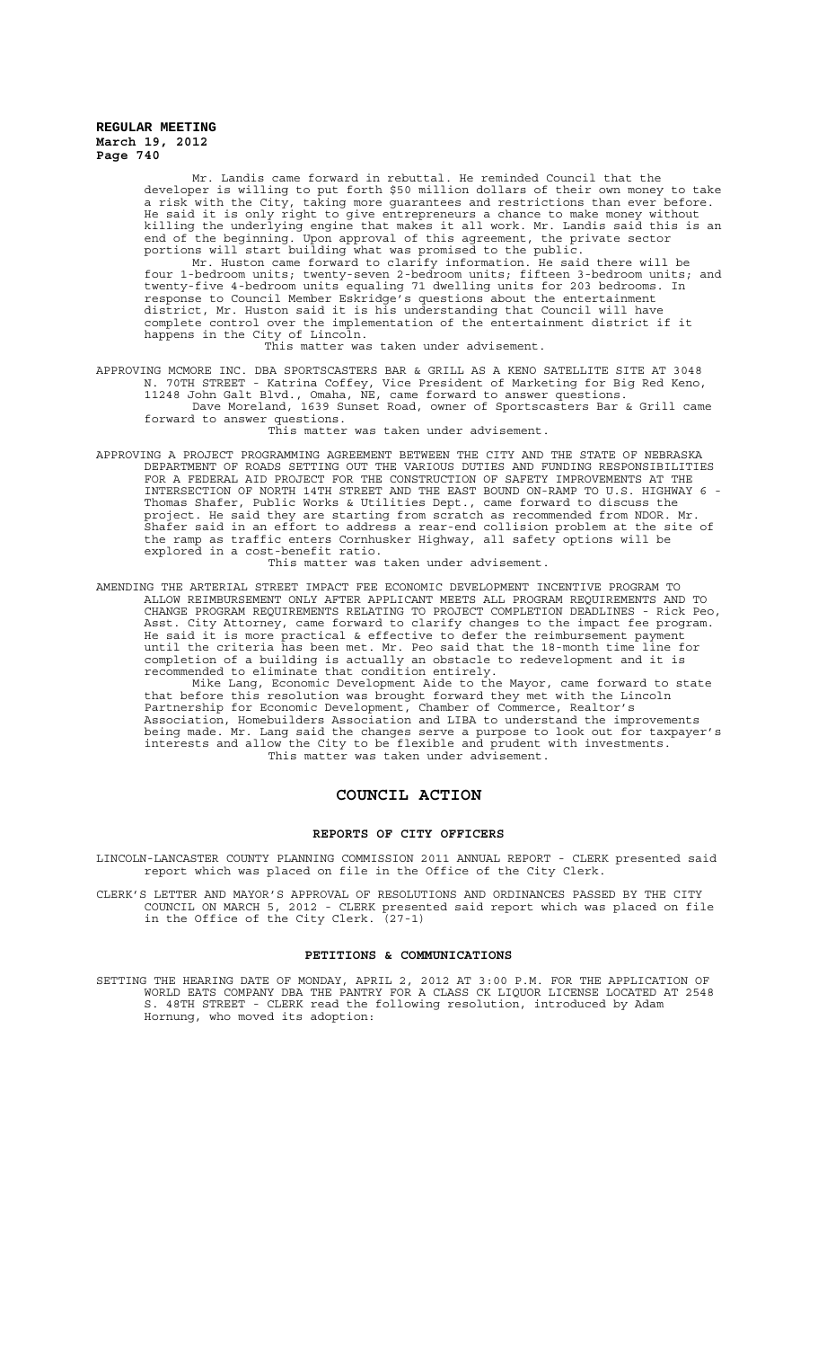Mr. Landis came forward in rebuttal. He reminded Council that the developer is willing to put forth $50 million dollars of their own money to take a risk with the City, taking more guarantees and restrictions than ever before. He said it is only right to give entrepreneurs a chance to make money without killing the underlying engine that makes it all work. Mr. Landis said this is an end of the beginning. Upon approval of this agreement, the private sector portions will start building what was promised to the public.

Mr. Huston came forward to clarify information. He said there will be four 1-bedroom units; twenty-seven 2-bedroom units; fifteen 3-bedroom units; and twenty-five 4-bedroom units equaling 71 dwelling units for 203 bedrooms. In response to Council Member Eskridge's questions about the entertainment district, Mr. Huston said it is his understanding that Council will have complete control over the implementation of the entertainment district if it happens in the City of Lincoln.

This matter was taken under advisement.

APPROVING MCMORE INC. DBA SPORTSCASTERS BAR & GRILL AS A KENO SATELLITE SITE AT 3048 N. 70TH STREET - Katrina Coffey, Vice President of Marketing for Big Red Keno, 11248 John Galt Blvd., Omaha, NE, came forward to answer questions.

Dave Moreland, 1639 Sunset Road, owner of Sportscasters Bar & Grill came forward to answer questions.

This matter was taken under advisement.

APPROVING A PROJECT PROGRAMMING AGREEMENT BETWEEN THE CITY AND THE STATE OF NEBRASKA DEPARTMENT OF ROADS SETTING OUT THE VARIOUS DUTIES AND FUNDING RESPONSIBILITIES FOR A FEDERAL AID PROJECT FOR THE CONSTRUCTION OF SAFETY IMPROVEMENTS AT THE INTERSECTION OF NORTH 14TH STREET AND THE EAST BOUND ON-RAMP TO U.S. HIGHWAY 6 - Thomas Shafer, Public Works & Utilities Dept., came forward to discuss the project. He said they are starting from scratch as recommended from NDOR. Mr. Shafer said in an effort to address a rear-end collision problem at the site of the ramp as traffic enters Cornhusker Highway, all safety options will be explored in a cost-benefit ratio.

This matter was taken under advisement.

AMENDING THE ARTERIAL STREET IMPACT FEE ECONOMIC DEVELOPMENT INCENTIVE PROGRAM TO ALLOW REIMBURSEMENT ONLY AFTER APPLICANT MEETS ALL PROGRAM REQUIREMENTS AND TO CHANGE PROGRAM REQUIREMENTS RELATING TO PROJECT COMPLETION DEADLINES - Rick Peo, Asst. City Attorney, came forward to clarify changes to the impact fee program. He said it is more practical & effective to defer the reimbursement payment until the criteria has been met. Mr. Peo said that the 18-month time line for completion of a building is actually an obstacle to redevelopment and it is recommended to eliminate that condition entirely.

Mike Lang, Economic Development Aide to the Mayor, came forward to state that before this resolution was brought forward they met with the Lincoln Partnership for Economic Development, Chamber of Commerce, Realtor's Association, Homebuilders Association and LIBA to understand the improvements being made. Mr. Lang said the changes serve a purpose to look out for taxpayer's interests and allow the City to be flexible and prudent with investments.

This matter was taken under advisement.

## COUNCIL ACTION

### REPORTS OF CITY OFFICERS

LINCOLN-LANCASTER COUNTY PLANNING COMMISSION 2011 ANNUAL REPORT - CLERK presented said report which was placed on file in the Office of the City Clerk.

CLERK'S LETTER AND MAYOR'S APPROVAL OF RESOLUTIONS AND ORDINANCES PASSED BY THE CITY COUNCIL ON MARCH 5, 2012 - CLERK presented said report which was placed on file in the Office of the City Clerk. (27-1)

### PETITIONS & COMMUNICATIONS

SETTING THE HEARING DATE OF MONDAY, APRIL 2, 2012 AT 3:00 P.M. FOR THE APPLICATION OF WORLD EATS COMPANY DBA THE PANTRY FOR A CLASS CK LIQUOR LICENSE LOCATED AT 2548 S. 48TH STREET - CLERK read the following resolution, introduced by Adam Hornung, who moved its adoption: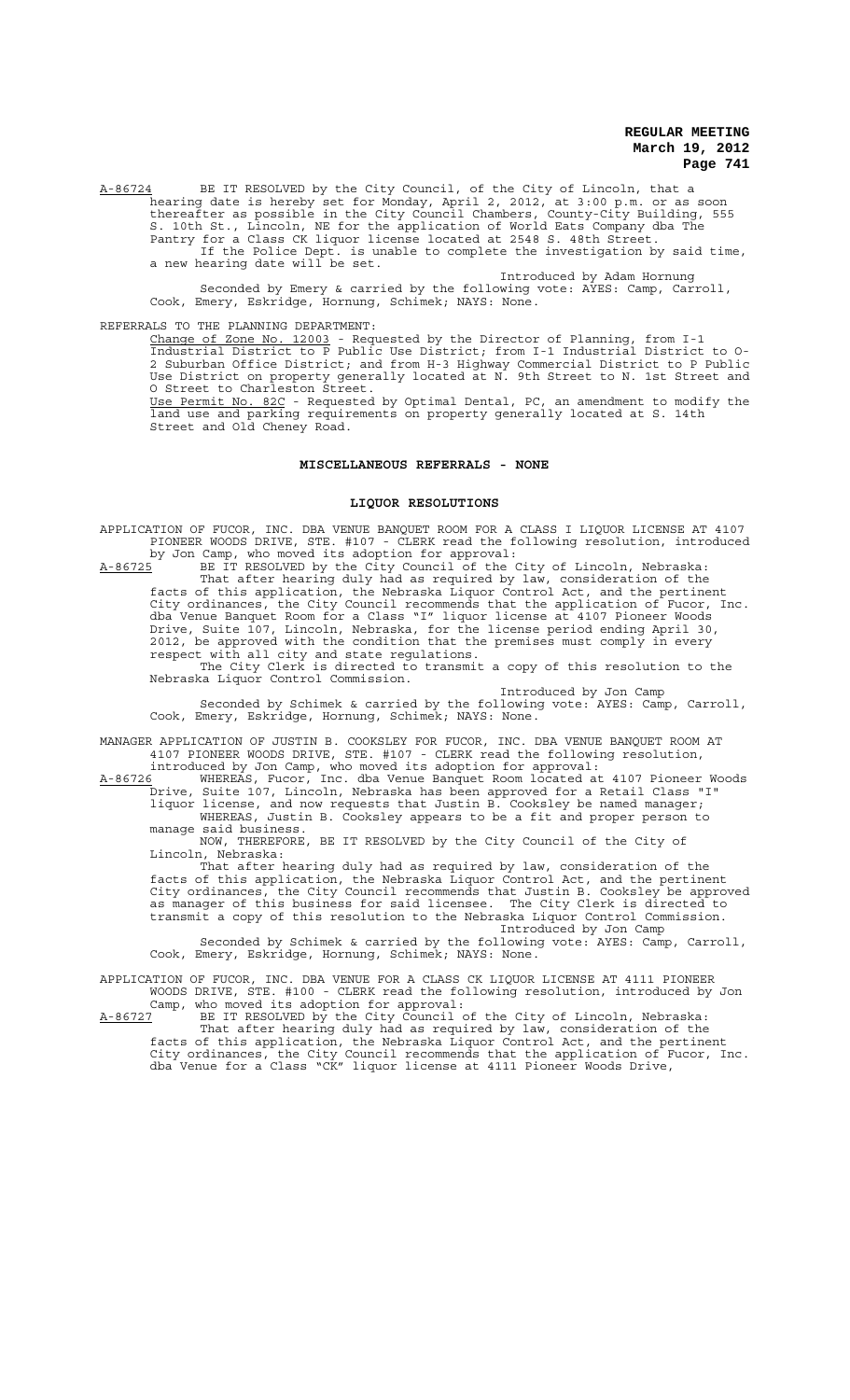A-86724 BE IT RESOLVED by the City Council, of the City of Lincoln, that a hearing date is hereby set for Monday, April 2, 2012, at 3:00 p.m. or as soon thereafter as possible in the City Council Chambers, County-City Building, 555 S. 10th St., Lincoln, NE for the application of World Eats Company dba The Pantry for a Class CK liquor license located at 2548 S. 48th Street.

If the Police Dept. is unable to complete the investigation by said time, a new hearing date will be set.

Introduced by Adam Hornung

Seconded by Emery & carried by the following vote: AYES: Camp, Carroll, Cook, Emery, Eskridge, Hornung, Schimek; NAYS: None.

REFERRALS TO THE PLANNING DEPARTMENT:

Change of Zone No. 12003 - Requested by the Director of Planning, from I-1 Industrial District to P Public Use District; from I-1 Industrial District to O-2 Suburban Office District; and from H-3 Highway Commercial District to P Public Use District on property generally located at N. 9th Street to N. 1st Street and O Street to Charleston Street.

Use Permit No. 82C - Requested by Optimal Dental, PC, an amendment to modify the land use and parking requirements on property generally located at S. 14th Street and Old Cheney Road.

## MISCELLANEOUS REFERRALS - NONE

## LIQUOR RESOLUTIONS

APPLICATION OF FUCOR, INC. DBA VENUE BANQUET ROOM FOR A CLASS I LIQUOR LICENSE AT 4107 PIONEER WOODS DRIVE, STE. #107 - CLERK read the following resolution, introduced by Jon Camp, who moved its adoption for approval:

A-86725 BE IT RESOLVED by the City Council of the City of Lincoln, Nebraska:

That after hearing duly had as required by law, consideration of the facts of this application, the Nebraska Liquor Control Act, and the pertinent City ordinances, the City Council recommends that the application of Fucor, Inc. dba Venue Banquet Room for a Class "I" liquor license at 4107 Pioneer Woods Drive, Suite 107, Lincoln, Nebraska, for the license period ending April 30, 2012, be approved with the condition that the premises must comply in every respect with all city and state regulations.

The City Clerk is directed to transmit a copy of this resolution to the Nebraska Liquor Control Commission.

Introduced by Jon Camp

Seconded by Schimek & carried by the following vote: AYES: Camp, Carroll, Cook, Emery, Eskridge, Hornung, Schimek; NAYS: None.

MANAGER APPLICATION OF JUSTIN B. COOKSLEY FOR FUCOR, INC. DBA VENUE BANQUET ROOM AT 4107 PIONEER WOODS DRIVE, STE. #107 - CLERK read the following resolution, introduced by Jon Camp, who moved its adoption for approval:

A-86726 WHEREAS, Fucor, Inc. dba Venue Banquet Room located at 4107 Pioneer Woods Drive, Suite 107, Lincoln, Nebraska has been approved for a Retail Class "I" liquor license, and now requests that Justin B. Cooksley be named manager;

WHEREAS, Justin B. Cooksley appears to be a fit and proper person to manage said business.

NOW, THEREFORE, BE IT RESOLVED by the City Council of the City of Lincoln, Nebraska:

That after hearing duly had as required by law, consideration of the facts of this application, the Nebraska Liquor Control Act, and the pertinent City ordinances, the City Council recommends that Justin B. Cooksley be approved as manager of this business for said licensee. The City Clerk is directed to transmit a copy of this resolution to the Nebraska Liquor Control Commission.

Introduced by Jon Camp

Seconded by Schimek & carried by the following vote: AYES: Camp, Carroll, Cook, Emery, Eskridge, Hornung, Schimek; NAYS: None.

APPLICATION OF FUCOR, INC. DBA VENUE FOR A CLASS CK LIQUOR LICENSE AT 4111 PIONEER WOODS DRIVE, STE. #100 - CLERK read the following resolution, introduced by Jon Camp, who moved its adoption for approval:

A-86727 BE IT RESOLVED by the City Council of the City of Lincoln, Nebraska:

That after hearing duly had as required by law, consideration of the facts of this application, the Nebraska Liquor Control Act, and the pertinent City ordinances, the City Council recommends that the application of Fucor, Inc. dba Venue for a Class "CK" liquor license at 4111 Pioneer Woods Drive,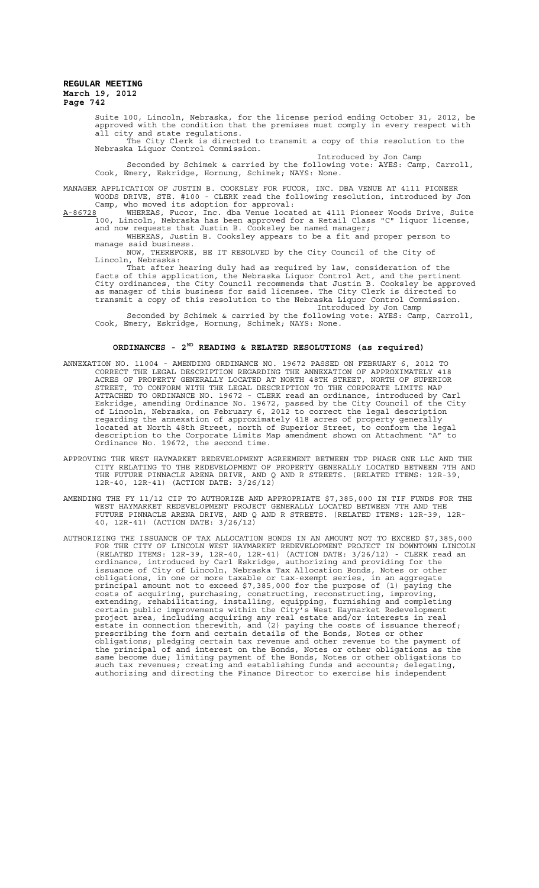Suite 100, Lincoln, Nebraska, for the license period ending October 31, 2012, be approved with the condition that the premises must comply in every respect with all city and state regulations.

The City Clerk is directed to transmit a copy of this resolution to the Nebraska Liquor Control Commission.

Introduced by Jon Camp

Seconded by Schimek & carried by the following vote: AYES: Camp, Carroll, Cook, Emery, Eskridge, Hornung, Schimek; NAYS: None.

MANAGER APPLICATION OF JUSTIN B. COOKSLEY FOR FUCOR, INC. DBA VENUE AT 4111 PIONEER WOODS DRIVE, STE. #100 - CLERK read the following resolution, introduced by Jon Camp, who moved its adoption for approval:

A-86728 WHEREAS, Fucor, Inc. dba Venue located at 4111 Pioneer Woods Drive, Suite 100, Lincoln, Nebraska has been approved for a Retail Class "C" liquor license, and now requests that Justin B. Cooksley be named manager;

WHEREAS, Justin B. Cooksley appears to be a fit and proper person to manage said business.

NOW, THEREFORE, BE IT RESOLVED by the City Council of the City of Lincoln, Nebraska:

That after hearing duly had as required by law, consideration of the facts of this application, the Nebraska Liquor Control Act, and the pertinent City ordinances, the City Council recommends that Justin B. Cooksley be approved as manager of this business for said licensee. The City Clerk is directed to transmit a copy of this resolution to the Nebraska Liquor Control Commission.

Introduced by Jon Camp

Seconded by Schimek & carried by the following vote: AYES: Camp, Carroll, Cook, Emery, Eskridge, Hornung, Schimek; NAYS: None.

## ORDINANCES - 2ND READING & RELATED RESOLUTIONS (as required)

ANNEXATION NO. 11004 - AMENDING ORDINANCE NO. 19672 PASSED ON FEBRUARY 6, 2012 TO CORRECT THE LEGAL DESCRIPTION REGARDING THE ANNEXATION OF APPROXIMATELY 418 ACRES OF PROPERTY GENERALLY LOCATED AT NORTH 48TH STREET, NORTH OF SUPERIOR STREET, TO CONFORM WITH THE LEGAL DESCRIPTION TO THE CORPORATE LIMITS MAP ATTACHED TO ORDINANCE NO. 19672 - CLERK read an ordinance, introduced by Carl Eskridge, amending Ordinance No. 19672, passed by the City Council of the City of Lincoln, Nebraska, on February 6, 2012 to correct the legal description regarding the annexation of approximately 418 acres of property generally located at North 48th Street, north of Superior Street, to conform the legal description to the Corporate Limits Map amendment shown on Attachment "A" to Ordinance No. 19672, the second time.

APPROVING THE WEST HAYMARKET REDEVELOPMENT AGREEMENT BETWEEN TDP PHASE ONE LLC AND THE CITY RELATING TO THE REDEVELOPMENT OF PROPERTY GENERALLY LOCATED BETWEEN 7TH AND THE FUTURE PINNACLE ARENA DRIVE, AND Q AND R STREETS. (RELATED ITEMS: 12R-39, 12R-40, 12R-41) (ACTION DATE: 3/26/12)

AMENDING THE FY 11/12 CIP TO AUTHORIZE AND APPROPRIATE $7,385,000 IN TIF FUNDS FOR THE WEST HAYMARKET REDEVELOPMENT PROJECT GENERALLY LOCATED BETWEEN 7TH AND THE FUTURE PINNACLE ARENA DRIVE, AND Q AND R STREETS. (RELATED ITEMS: 12R-39, 12R-40, 12R-41) (ACTION DATE: 3/26/12)

AUTHORIZING THE ISSUANCE OF TAX ALLOCATION BONDS IN AN AMOUNT NOT TO EXCEED $7,385,000 FOR THE CITY OF LINCOLN WEST HAYMARKET REDEVELOPMENT PROJECT IN DOWNTOWN LINCOLN (RELATED ITEMS: 12R-39, 12R-40, 12R-41) (ACTION DATE: 3/26/12) - CLERK read an ordinance, introduced by Carl Eskridge, authorizing and providing for the issuance of City of Lincoln, Nebraska Tax Allocation Bonds, Notes or other obligations, in one or more taxable or tax-exempt series, in an aggregate principal amount not to exceed $7,385,000 for the purpose of (1) paying the costs of acquiring, purchasing, constructing, reconstructing, improving, extending, rehabilitating, installing, equipping, furnishing and completing certain public improvements within the City's West Haymarket Redevelopment project area, including acquiring any real estate and/or interests in real estate in connection therewith, and (2) paying the costs of issuance thereof; prescribing the form and certain details of the Bonds, Notes or other obligations; pledging certain tax revenue and other revenue to the payment of the principal of and interest on the Bonds, Notes or other obligations as the same become due; limiting payment of the Bonds, Notes or other obligations to such tax revenues; creating and establishing funds and accounts; delegating, authorizing and directing the Finance Director to exercise his independent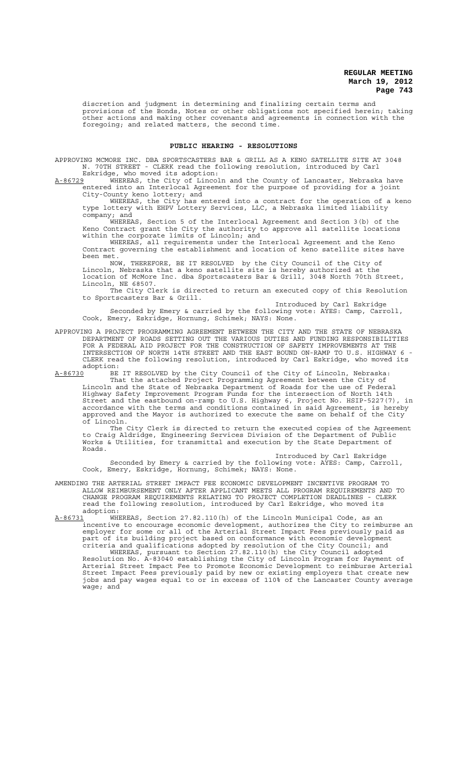discretion and judgment in determining and finalizing certain terms and provisions of the Bonds, Notes or other obligations not specified herein; taking other actions and making other covenants and agreements in connection with the foregoing; and related matters, the second time.

## PUBLIC HEARING - RESOLUTIONS

APPROVING MCMORE INC. DBA SPORTSCASTERS BAR & GRILL AS A KENO SATELLITE SITE AT 3048 N. 70TH STREET - CLERK read the following resolution, introduced by Carl Eskridge, who moved its adoption:

A-86729 WHEREAS, the City of Lincoln and the County of Lancaster, Nebraska have entered into an Interlocal Agreement for the purpose of providing for a joint City-County keno lottery; and

WHEREAS, the City has entered into a contract for the operation of a keno type lottery with EHPV Lottery Services, LLC, a Nebraska limited liability company; and

WHEREAS, Section 5 of the Interlocal Agreement and Section 3(b) of the Keno Contract grant the City the authority to approve all satellite locations within the corporate limits of Lincoln; and

WHEREAS, all requirements under the Interlocal Agreement and the Keno Contract governing the establishment and location of keno satellite sites have been met.

NOW, THEREFORE, BE IT RESOLVED by the City Council of the City of Lincoln, Nebraska that a keno satellite site is hereby authorized at the location of McMore Inc. dba Sportscasters Bar & Grill, 3048 North 70th Street, Lincoln, NE 68507.

The City Clerk is directed to return an executed copy of this Resolution to Sportscasters Bar & Grill.

Introduced by Carl Eskridge

Seconded by Emery & carried by the following vote: AYES: Camp, Carroll, Cook, Emery, Eskridge, Hornung, Schimek; NAYS: None.

APPROVING A PROJECT PROGRAMMING AGREEMENT BETWEEN THE CITY AND THE STATE OF NEBRASKA DEPARTMENT OF ROADS SETTING OUT THE VARIOUS DUTIES AND FUNDING RESPONSIBILITIES FOR A FEDERAL AID PROJECT FOR THE CONSTRUCTION OF SAFETY IMPROVEMENTS AT THE INTERSECTION OF NORTH 14TH STREET AND THE EAST BOUND ON-RAMP TO U.S. HIGHWAY 6 - CLERK read the following resolution, introduced by Carl Eskridge, who moved its adoption:

A-86730 BE IT RESOLVED by the City Council of the City of Lincoln, Nebraska:

That the attached Project Programming Agreement between the City of Lincoln and the State of Nebraska Department of Roads for the use of Federal Highway Safety Improvement Program Funds for the intersection of North 14th Street and the eastbound on-ramp to U.S. Highway 6, Project No. HSIP-5227(7), in accordance with the terms and conditions contained in said Agreement, is hereby approved and the Mayor is authorized to execute the same on behalf of the City of Lincoln.

The City Clerk is directed to return the executed copies of the Agreement to Craig Aldridge, Engineering Services Division of the Department of Public Works & Utilities, for transmittal and execution by the State Department of Roads.

Introduced by Carl Eskridge

Seconded by Emery & carried by the following vote: AYES: Camp, Carroll, Cook, Emery, Eskridge, Hornung, Schimek; NAYS: None.

AMENDING THE ARTERIAL STREET IMPACT FEE ECONOMIC DEVELOPMENT INCENTIVE PROGRAM TO ALLOW REIMBURSEMENT ONLY AFTER APPLICANT MEETS ALL PROGRAM REQUIREMENTS AND TO CHANGE PROGRAM REQUIREMENTS RELATING TO PROJECT COMPLETION DEADLINES - CLERK read the following resolution, introduced by Carl Eskridge, who moved its adoption:

A-86731 WHEREAS, Section 27.82.110(h) of the Lincoln Municipal Code, as an incentive to encourage economic development, authorizes the City to reimburse an employer for some or all of the Arterial Street Impact Fees previously paid as part of its building project based on conformance with economic development criteria and qualifications adopted by resolution of the City Council; and

WHEREAS, pursuant to Section 27.82.110(h) the City Council adopted Resolution No. A-83040 establishing the City of Lincoln Program for Payment of Arterial Street Impact Fee to Promote Economic Development to reimburse Arterial Street Impact Fees previously paid by new or existing employers that create new jobs and pay wages equal to or in excess of 110% of the Lancaster County average wage; and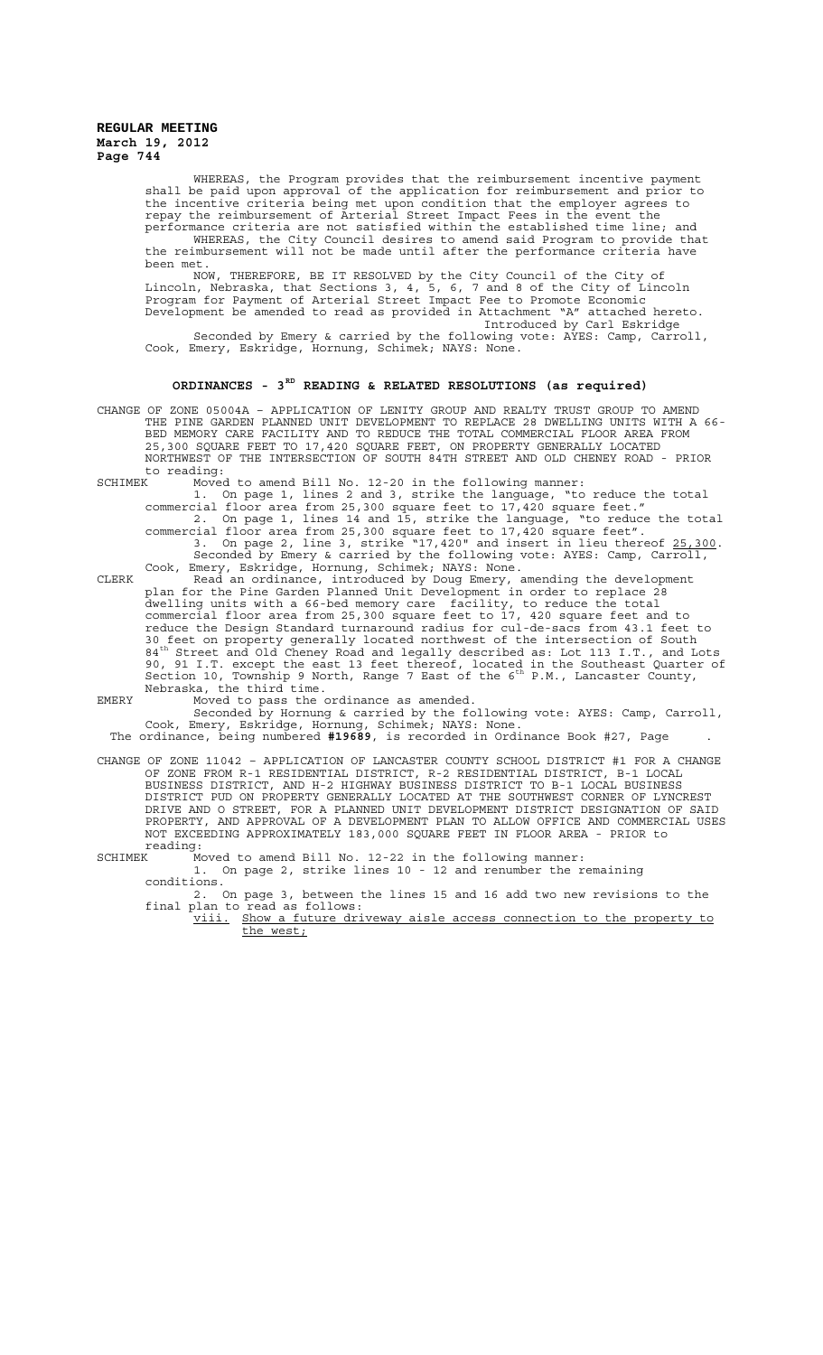WHEREAS, the Program provides that the reimbursement incentive payment shall be paid upon approval of the application for reimbursement and prior to the incentive criteria being met upon condition that the employer agrees to repay the reimbursement of Arterial Street Impact Fees in the event the performance criteria are not satisfied within the established time line; and

WHEREAS, the City Council desires to amend said Program to provide that the reimbursement will not be made until after the performance criteria have been met.

NOW, THEREFORE, BE IT RESOLVED by the City Council of the City of Lincoln, Nebraska, that Sections 3, 4, 5, 6, 7 and 8 of the City of Lincoln Program for Payment of Arterial Street Impact Fee to Promote Economic Development be amended to read as provided in Attachment "A" attached hereto.

Introduced by Carl Eskridge

Seconded by Emery & carried by the following vote: AYES: Camp, Carroll, Cook, Emery, Eskridge, Hornung, Schimek; NAYS: None.

## ORDINANCES - 3RD READING & RELATED RESOLUTIONS (as required)

CHANGE OF ZONE 05004A – APPLICATION OF LENITY GROUP AND REALTY TRUST GROUP TO AMEND THE PINE GARDEN PLANNED UNIT DEVELOPMENT TO REPLACE 28 DWELLING UNITS WITH A 66-BED MEMORY CARE FACILITY AND TO REDUCE THE TOTAL COMMERCIAL FLOOR AREA FROM 25,300 SQUARE FEET TO 17,420 SQUARE FEET, ON PROPERTY GENERALLY LOCATED NORTHWEST OF THE INTERSECTION OF SOUTH 84TH STREET AND OLD CHENEY ROAD - PRIOR to reading:

SCHIMEK Moved to amend Bill No. 12-20 in the following manner:

1. On page 1, lines 2 and 3, strike the language, "to reduce the total commercial floor area from 25,300 square feet to 17,420 square feet."
2. On page 1, lines 14 and 15, strike the language, "to reduce the total commercial floor area from 25,300 square feet to 17,420 square feet".
3. On page 2, line 3, strike "17,420" and insert in lieu thereof 25,300.

Seconded by Emery & carried by the following vote: AYES: Camp, Carroll, Cook, Emery, Eskridge, Hornung, Schimek; NAYS: None.

CLERK Read an ordinance, introduced by Doug Emery, amending the development plan for the Pine Garden Planned Unit Development in order to replace 28 dwelling units with a 66-bed memory care facility, to reduce the total commercial floor area from 25,300 square feet to 17, 420 square feet and to reduce the Design Standard turnaround radius for cul-de-sacs from 43.1 feet to 30 feet on property generally located northwest of the intersection of South 84th Street and Old Cheney Road and legally described as: Lot 113 I.T., and Lots 90, 91 I.T. except the east 13 feet thereof, located in the Southeast Quarter of Section 10, Township 9 North, Range 7 East of the 6th P.M., Lancaster County, Nebraska, the third time.

EMERY Moved to pass the ordinance as amended.

Seconded by Hornung & carried by the following vote: AYES: Camp, Carroll, Cook, Emery, Eskridge, Hornung, Schimek; NAYS: None.

The ordinance, being numbered **#19689**, is recorded in Ordinance Book #27, Page .

CHANGE OF ZONE 11042 – APPLICATION OF LANCASTER COUNTY SCHOOL DISTRICT #1 FOR A CHANGE OF ZONE FROM R-1 RESIDENTIAL DISTRICT, R-2 RESIDENTIAL DISTRICT, B-1 LOCAL BUSINESS DISTRICT, AND H-2 HIGHWAY BUSINESS DISTRICT TO B-1 LOCAL BUSINESS DISTRICT PUD ON PROPERTY GENERALLY LOCATED AT THE SOUTHWEST CORNER OF LYNCREST DRIVE AND O STREET, FOR A PLANNED UNIT DEVELOPMENT DISTRICT DESIGNATION OF SAID PROPERTY, AND APPROVAL OF A DEVELOPMENT PLAN TO ALLOW OFFICE AND COMMERCIAL USES NOT EXCEEDING APPROXIMATELY 183,000 SQUARE FEET IN FLOOR AREA - PRIOR to reading:

SCHIMEK Moved to amend Bill No. 12-22 in the following manner:

1. On page 2, strike lines 10 - 12 and renumber the remaining conditions.
2. On page 3, between the lines 15 and 16 add two new revisions to the final plan to read as follows:

viii. Show a future driveway aisle access connection to the property to the west;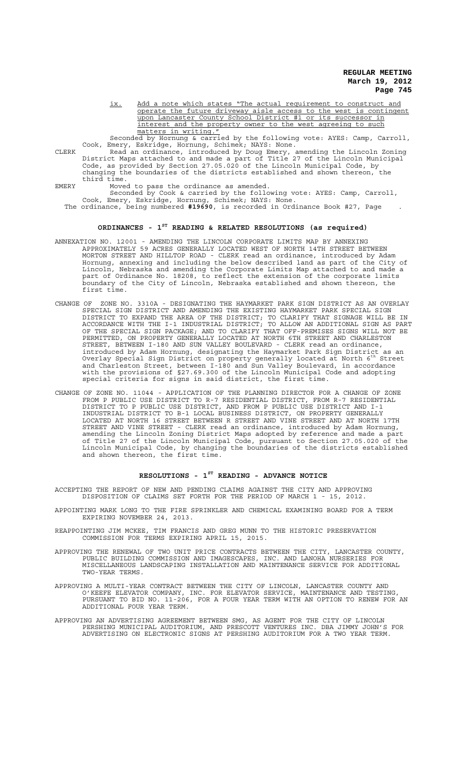ix. Add a note which states "The actual requirement to construct and operate the future driveway aisle access to the west is contingent upon Lancaster County School District #1 or its successor in interest and the property owner to the west agreeing to such matters in writing."

Seconded by Hornung & carried by the following vote: AYES: Camp, Carroll, Cook, Emery, Eskridge, Hornung, Schimek; NAYS: None.

CLERK Read an ordinance, introduced by Doug Emery, amending the Lincoln Zoning District Maps attached to and made a part of Title 27 of the Lincoln Municipal Code, as provided by Section 27.05.020 of the Lincoln Municipal Code, by changing the boundaries of the districts established and shown thereon, the third time.

EMERY Moved to pass the ordinance as amended.

Seconded by Cook & carried by the following vote: AYES: Camp, Carroll, Cook, Emery, Eskridge, Hornung, Schimek; NAYS: None.

The ordinance, being numbered **#19690**, is recorded in Ordinance Book #27, Page .

## ORDINANCES - 1ST READING & RELATED RESOLUTIONS (as required)

ANNEXATION NO. 12001 - AMENDING THE LINCOLN CORPORATE LIMITS MAP BY ANNEXING APPROXIMATELY 59 ACRES GENERALLY LOCATED WEST OF NORTH 14TH STREET BETWEEN MORTON STREET AND HILLTOP ROAD - CLERK read an ordinance, introduced by Adam Hornung, annexing and including the below described land as part of the City of Lincoln, Nebraska and amending the Corporate Limits Map attached to and made a part of Ordinance No. 18208, to reflect the extension of the corporate limits boundary of the City of Lincoln, Nebraska established and shown thereon, the first time.

CHANGE OF ZONE NO. 3310A - DESIGNATING THE HAYMARKET PARK SIGN DISTRICT AS AN OVERLAY SPECIAL SIGN DISTRICT AND AMENDING THE EXISTING HAYMARKET PARK SPECIAL SIGN DISTRICT TO EXPAND THE AREA OF THE DISTRICT; TO CLARIFY THAT SIGNAGE WILL BE IN ACCORDANCE WITH THE I-1 INDUSTRIAL DISTRICT; TO ALLOW AN ADDITIONAL SIGN AS PART OF THE SPECIAL SIGN PACKAGE; AND TO CLARIFY THAT OFF-PREMISES SIGNS WILL NOT BE PERMITTED, ON PROPERTY GENERALLY LOCATED AT NORTH 6TH STREET AND CHARLESTON STREET, BETWEEN I-180 AND SUN VALLEY BOULEVARD - CLERK read an ordinance, introduced by Adam Hornung, designating the Haymarket Park Sign District as an Overlay Special Sign District on property generally located at North 6th Street and Charleston Street, between I-180 and Sun Valley Boulevard, in accordance with the provisions of §27.69.300 of the Lincoln Municipal Code and adopting special criteria for signs in said district, the first time.

CHANGE OF ZONE NO. 11044 - APPLICATION OF THE PLANNING DIRECTOR FOR A CHANGE OF ZONE FROM P PUBLIC USE DISTRICT TO R-7 RESIDENTIAL DISTRICT, FROM R-7 RESIDENTIAL DISTRICT TO P PUBLIC USE DISTRICT, AND FROM P PUBLIC USE DISTRICT AND I-1 INDUSTRIAL DISTRICT TO B-1 LOCAL BUSINESS DISTRICT, ON PROPERTY GENERALLY LOCATED AT NORTH 16 STREET BETWEEN R STREET AND VINE STREET AND AT NORTH 17TH STREET AND VINE STREET - CLERK read an ordinance, introduced by Adam Hornung, amending the Lincoln Zoning District Maps adopted by reference and made a part of Title 27 of the Lincoln Municipal Code, pursuant to Section 27.05.020 of the Lincoln Municipal Code, by changing the boundaries of the districts established and shown thereon, the first time.

## RESOLUTIONS - 1ST READING - ADVANCE NOTICE

ACCEPTING THE REPORT OF NEW AND PENDING CLAIMS AGAINST THE CITY AND APPROVING DISPOSITION OF CLAIMS SET FORTH FOR THE PERIOD OF MARCH 1 - 15, 2012.

APPOINTING MARK LONG TO THE FIRE SPRINKLER AND CHEMICAL EXAMINING BOARD FOR A TERM EXPIRING NOVEMBER 24, 2013.

REAPPOINTING JIM MCKEE, TIM FRANCIS AND GREG MUNN TO THE HISTORIC PRESERVATION COMMISSION FOR TERMS EXPIRING APRIL 15, 2015.

APPROVING THE RENEWAL OF TWO UNIT PRICE CONTRACTS BETWEEN THE CITY, LANCASTER COUNTY, PUBLIC BUILDING COMMISSION AND IMAGESCAPES, INC. AND LANOHA NURSERIES FOR MISCELLANEOUS LANDSCAPING INSTALLATION AND MAINTENANCE SERVICE FOR ADDITIONAL TWO-YEAR TERMS.

APPROVING A MULTI-YEAR CONTRACT BETWEEN THE CITY OF LINCOLN, LANCASTER COUNTY AND O'KEEFE ELEVATOR COMPANY, INC. FOR ELEVATOR SERVICE, MAINTENANCE AND TESTING, PURSUANT TO BID NO. 11-206, FOR A FOUR YEAR TERM WITH AN OPTION TO RENEW FOR AN ADDITIONAL FOUR YEAR TERM.

APPROVING AN ADVERTISING AGREEMENT BETWEEN SMG, AS AGENT FOR THE CITY OF LINCOLN PERSHING MUNICIPAL AUDITORIUM, AND PRESCOTT VENTURES INC. DBA JIMMY JOHN'S FOR ADVERTISING ON ELECTRONIC SIGNS AT PERSHING AUDITORIUM FOR A TWO YEAR TERM.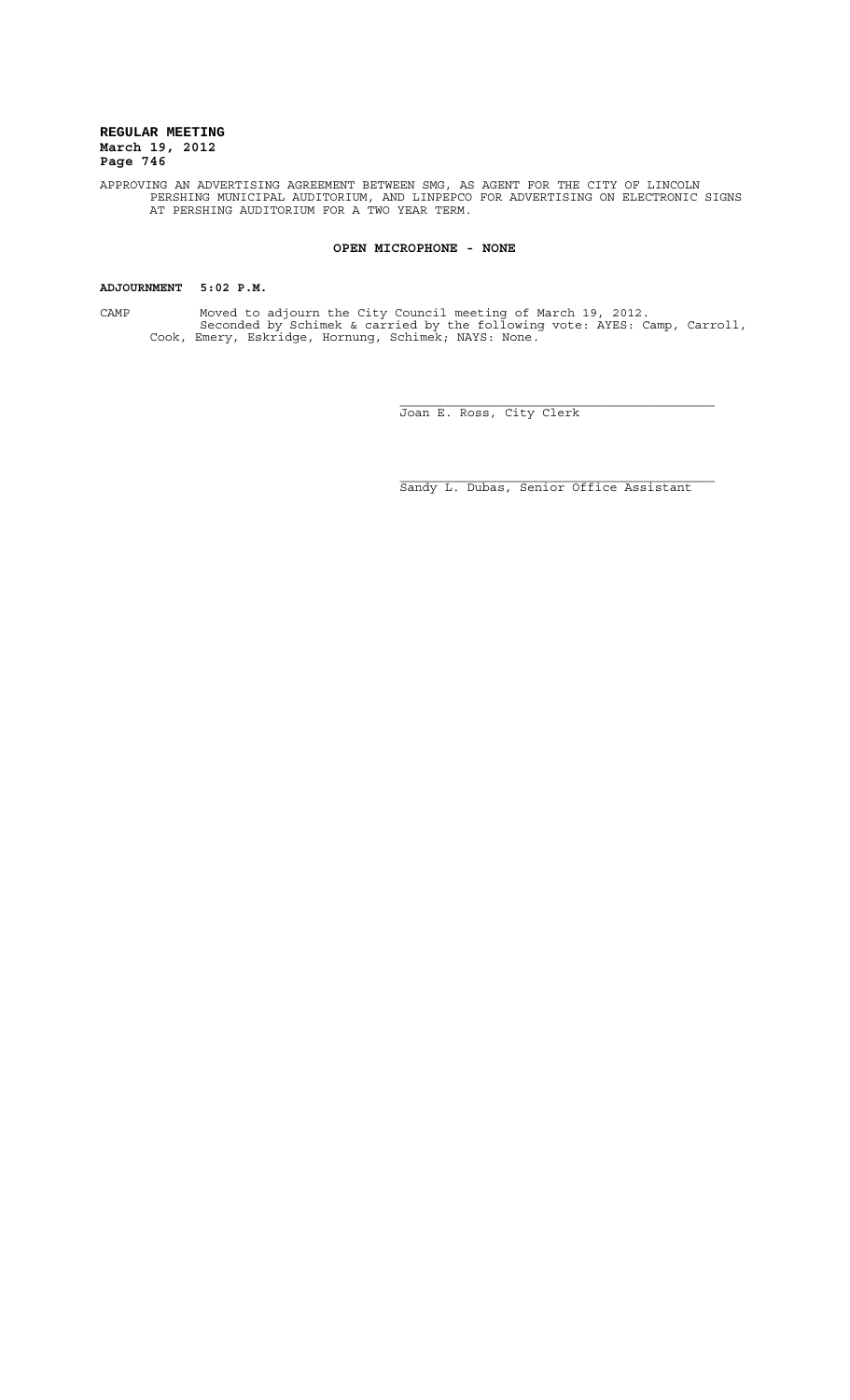APPROVING AN ADVERTISING AGREEMENT BETWEEN SMG, AS AGENT FOR THE CITY OF LINCOLN PERSHING MUNICIPAL AUDITORIUM, AND LINPEPCO FOR ADVERTISING ON ELECTRONIC SIGNS AT PERSHING AUDITORIUM FOR A TWO YEAR TERM.

**OPEN MICROPHONE - NONE**

**ADJOURNMENT 5:02 P.M.**

CAMP Moved to adjourn the City Council meeting of March 19, 2012. Seconded by Schimek & carried by the following vote: AYES: Camp, Carroll, Cook, Emery, Eskridge, Hornung, Schimek; NAYS: None.

\_\_\_\_\_\_\_\_\_\_\_\_\_\_\_\_\_\_\_\_\_\_\_\_\_\_\_\_\_\_\_\_\_\_\_\_\_\_\_\_

Joan E. Ross, City Clerk

\_\_\_\_\_\_\_\_\_\_\_\_\_\_\_\_\_\_\_\_\_\_\_\_\_\_\_\_\_\_\_\_\_\_\_\_\_\_\_\_

Sandy L. Dubas, Senior Office Assistant